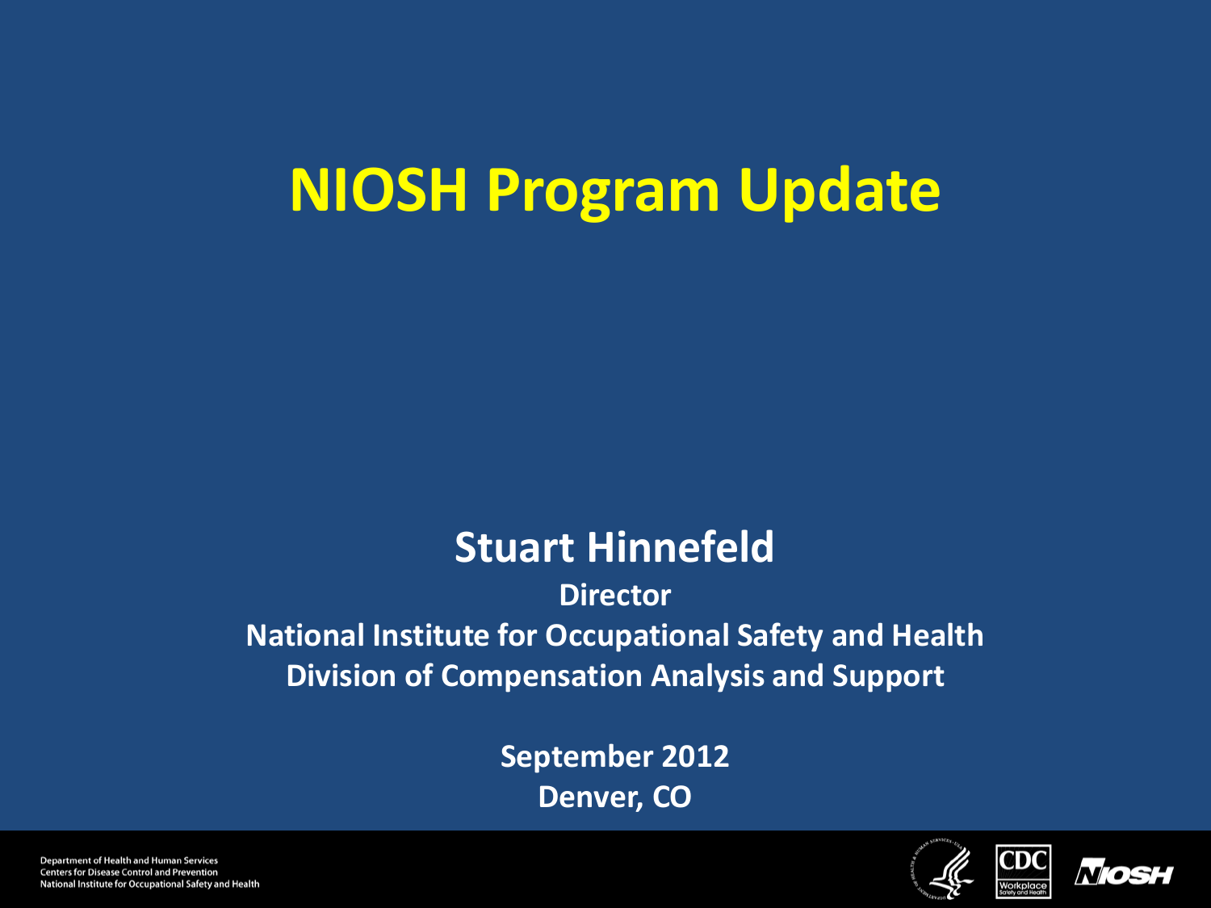# NIOSH Program Update

**Stuart Hinnefeld**

**Director**

**National Institute for Occupational Safety and Health**

**Division of Compensation Analysis and Support**

**September 2012**

**Denver, CO**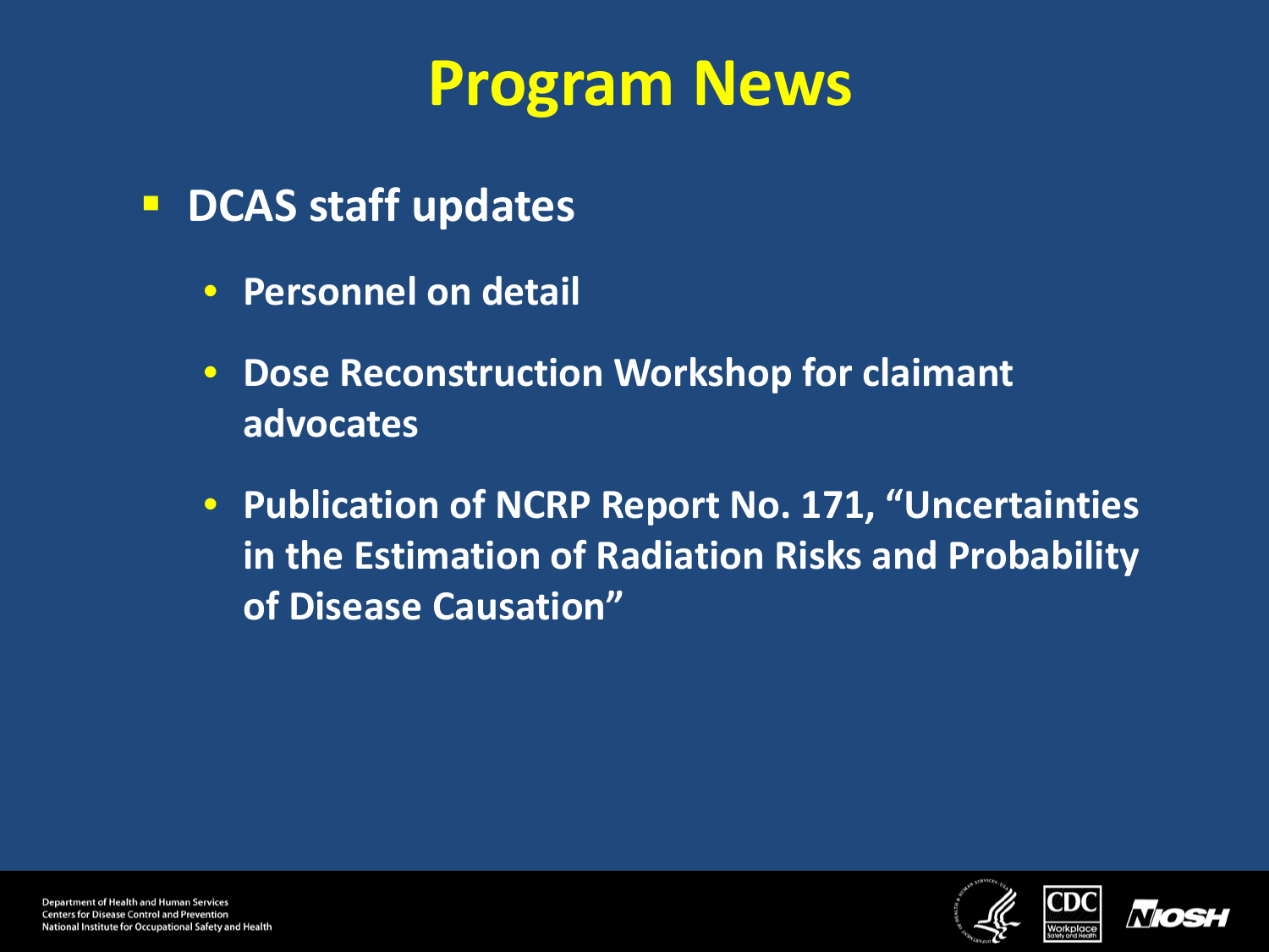# Program News

- **DCAS staff updates**
  - **Personnel on detail**
  - **Dose Reconstruction Workshop for claimant advocates**
  - **Publication of NCRP Report No. 171, “Uncertainties in the Estimation of Radiation Risks and Probability of Disease Causation”**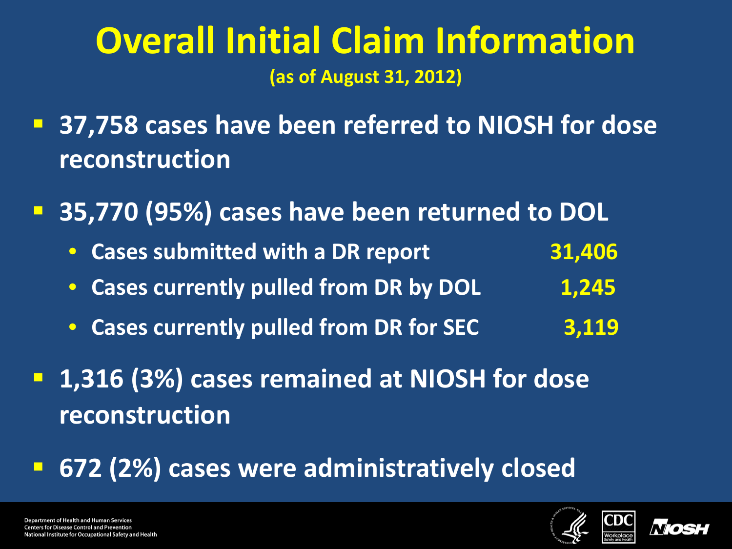# Overall Initial Claim Information

**(as of August 31, 2012)**

- **37,758 cases have been referred to NIOSH for dose reconstruction**
- **35,770 (95%) cases have been returned to DOL**
  - **Cases submitted with a DR report** **31,406**
  - **Cases currently pulled from DR by DOL** **1,245**
  - **Cases currently pulled from DR for SEC** **3,119**
- **1,316 (3%) cases remained at NIOSH for dose reconstruction**
- **672 (2%) cases were administratively closed**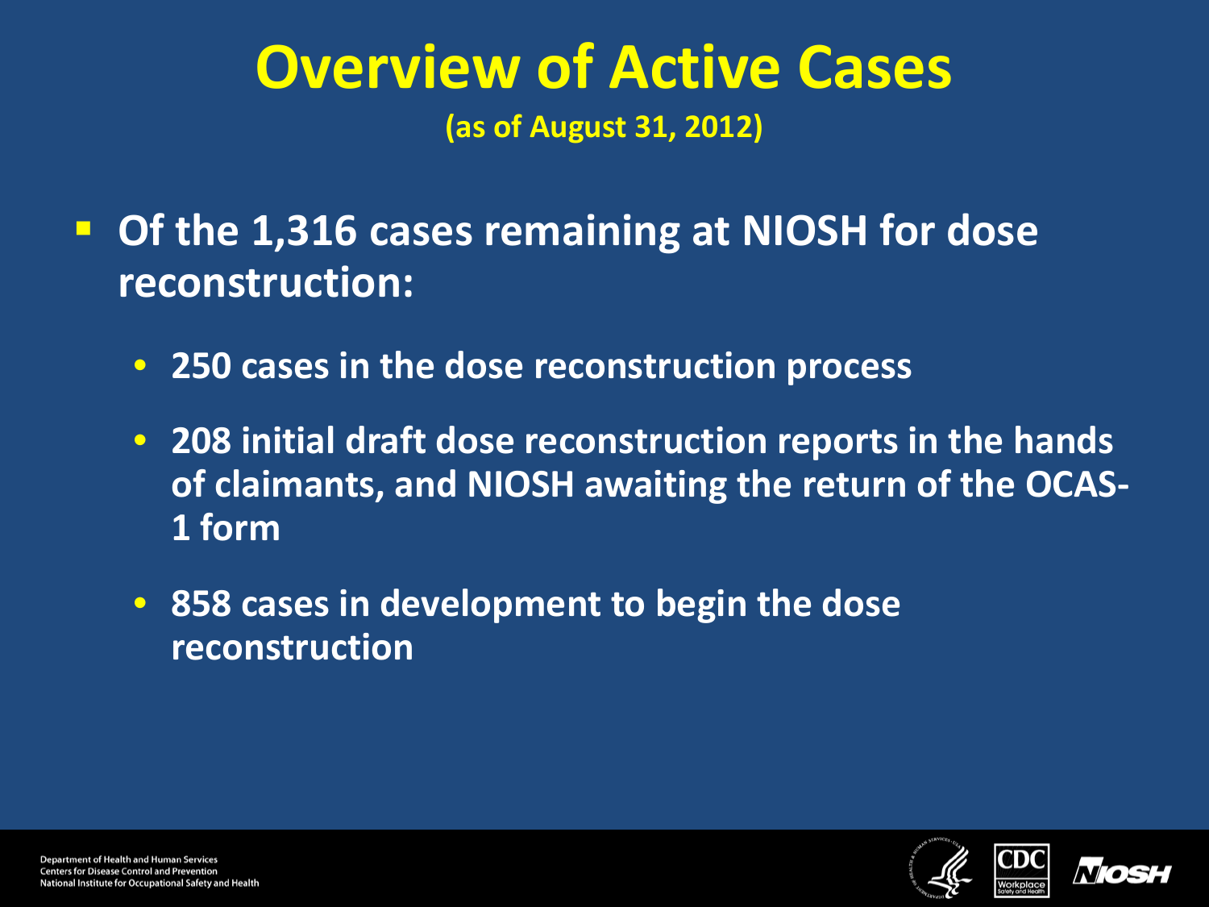# Overview of Active Cases

**(as of August 31, 2012)**

- **Of the 1,316 cases remaining at NIOSH for dose reconstruction:**
  - **250 cases in the dose reconstruction process**
  - **208 initial draft dose reconstruction reports in the hands of claimants, and NIOSH awaiting the return of the OCAS-1 form**
  - **858 cases in development to begin the dose reconstruction**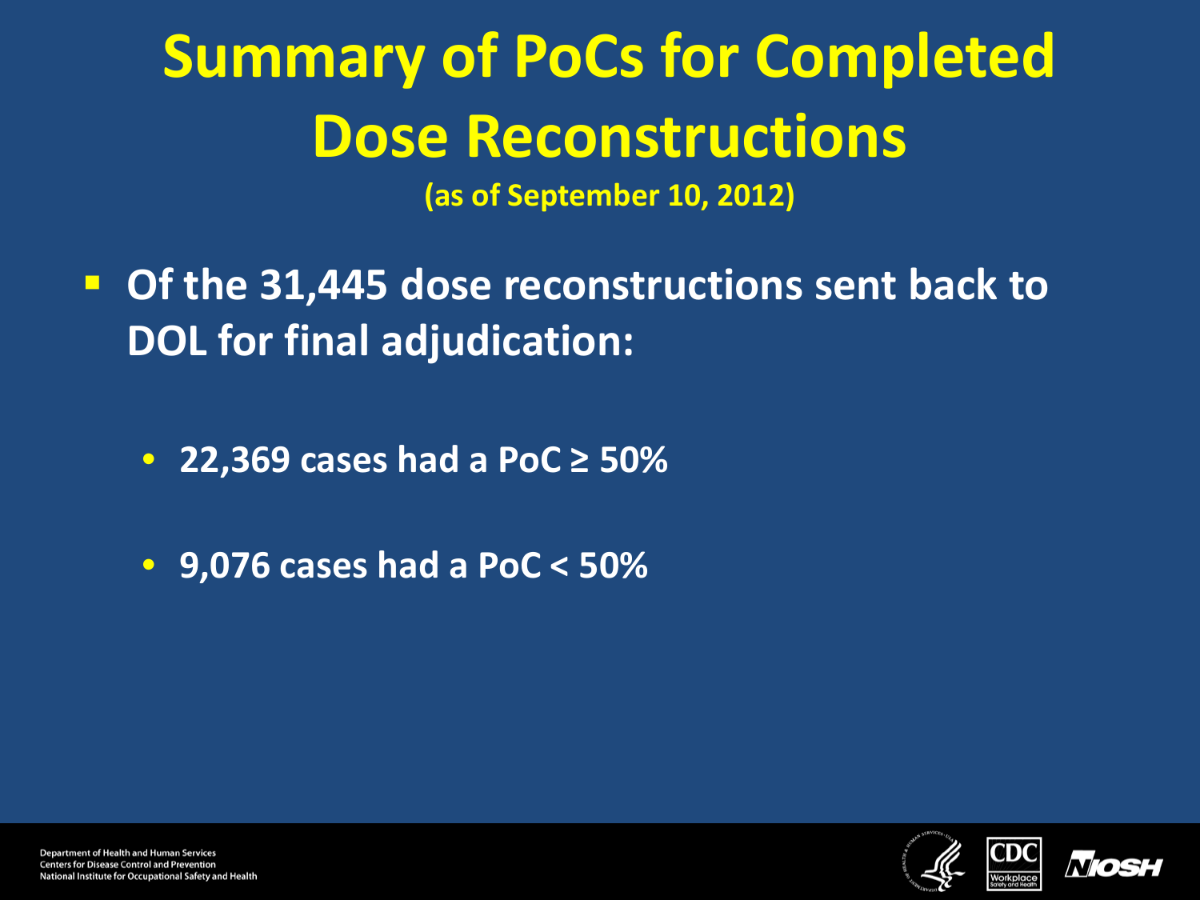# Summary of PoCs for Completed Dose Reconstructions

**(as of September 10, 2012)**

- **Of the 31,445 dose reconstructions sent back to DOL for final adjudication:**
  - **22,369 cases had a PoC ≥ 50%**
  - **9,076 cases had a PoC < 50%**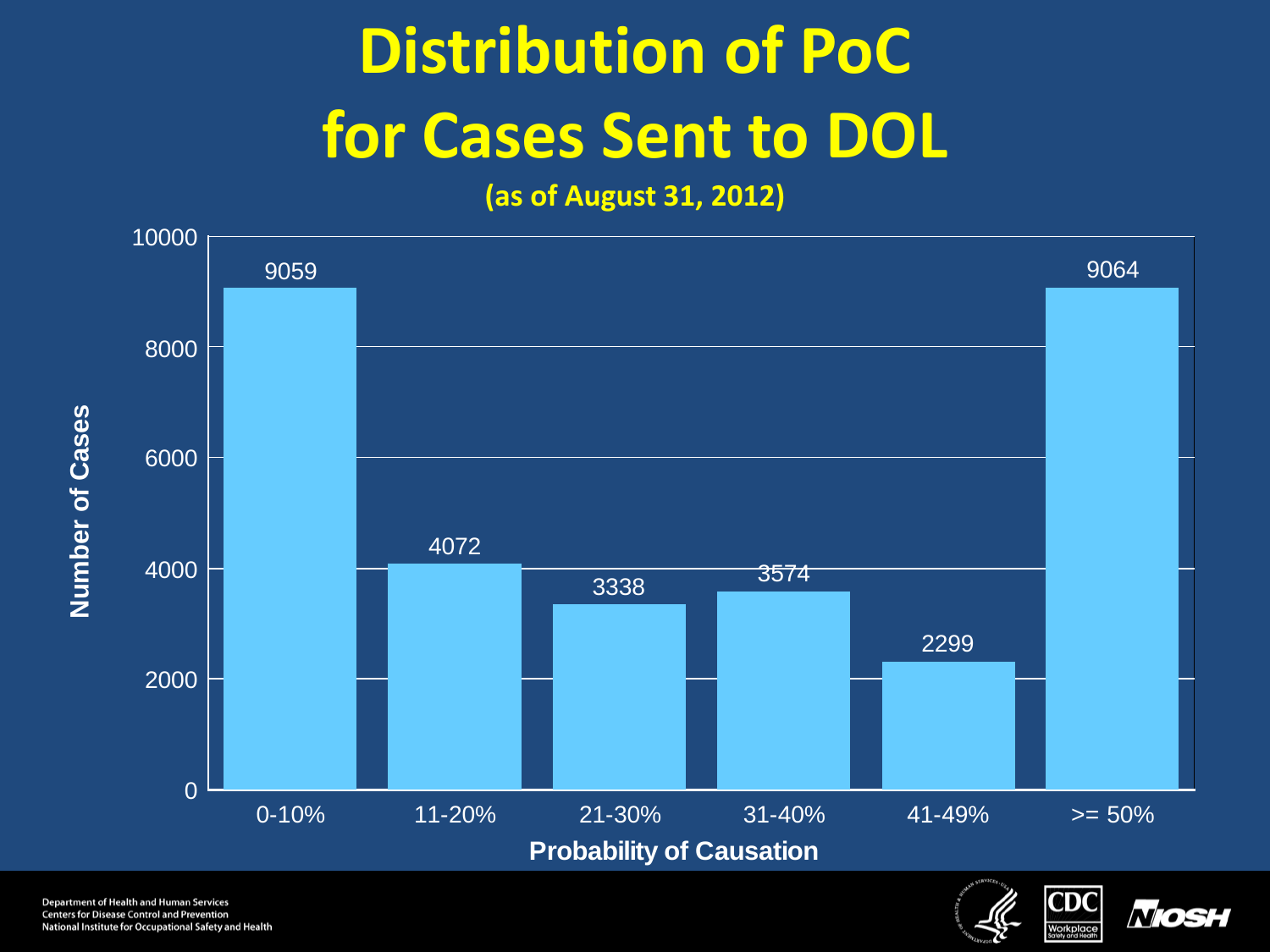# Distribution of PoC for Cases Sent to DOL

**(as of August 31, 2012)**

| Probability of Causation | Number of Cases |
| --- | --- |
| 0-10% | 9059 |
| 11-20% | 4072 |
| 21-30% | 3338 |
| 31-40% | 3574 |
| 41-49% | 2299 |
| >= 50% | 9064 |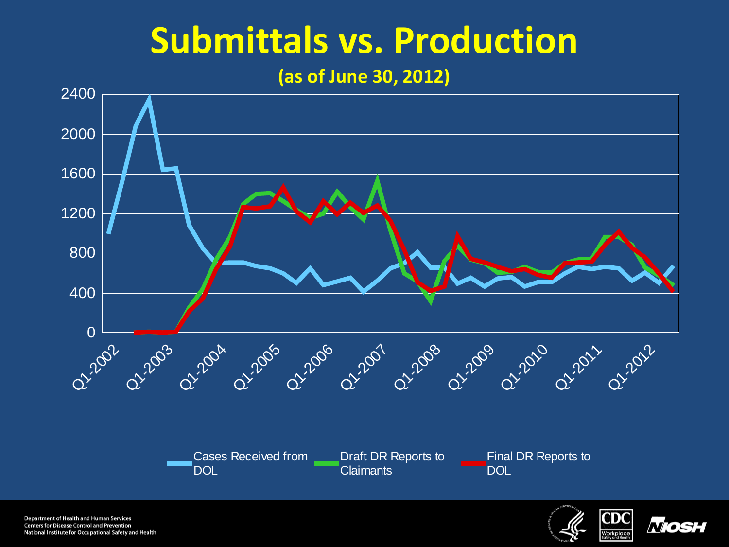# Submittals vs. Production

**(as of June 30, 2012)**

Cases Received from DOL | Draft DR Reports to Claimants | Final DR Reports to DOL

Department of Health and Human Services
Centers for Disease Control and Prevention
National Institute for Occupational Safety and Health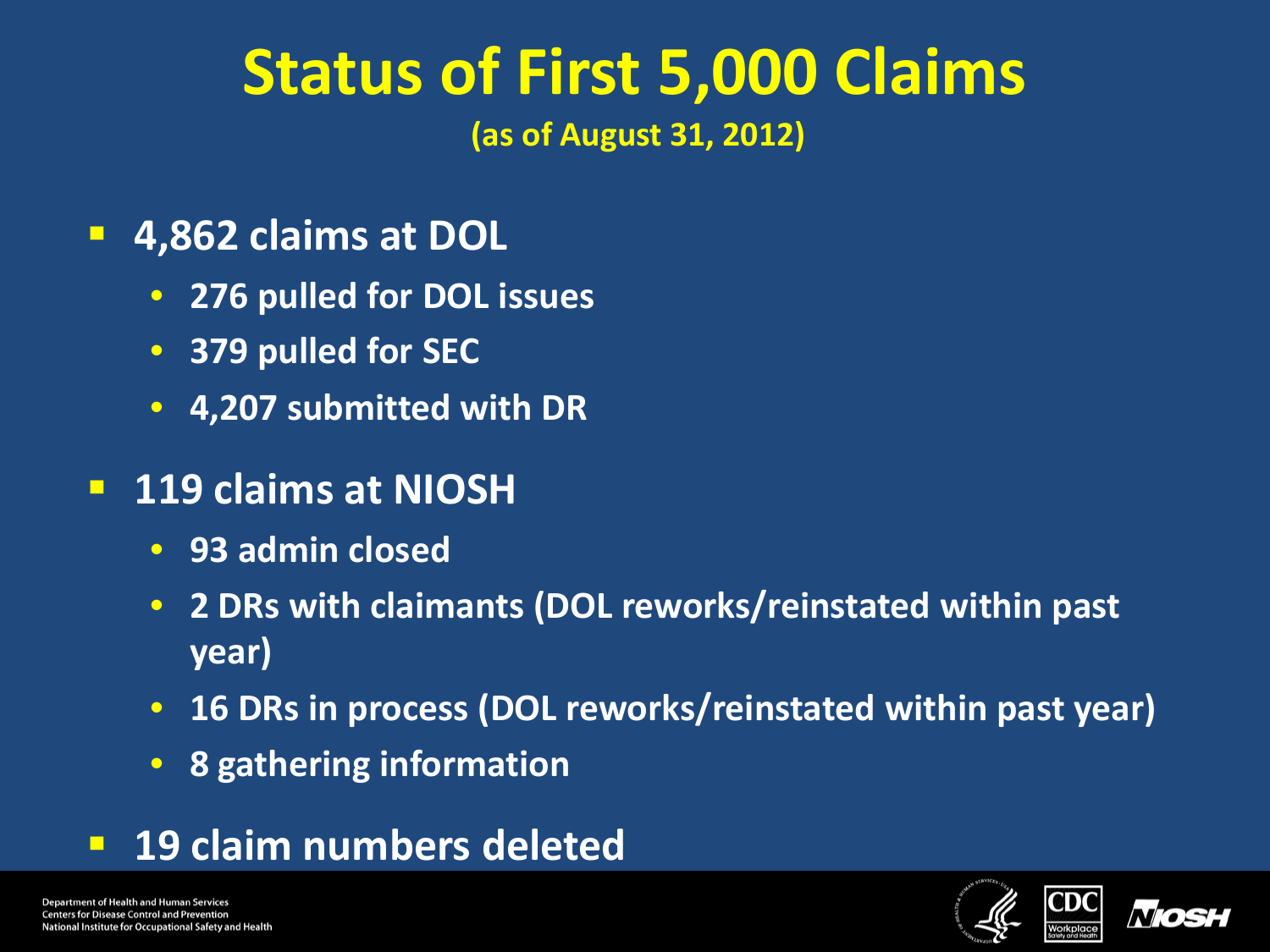# Status of First 5,000 Claims

**(as of August 31, 2012)**

- **4,862 claims at DOL**
  - **276 pulled for DOL issues**
  - **379 pulled for SEC**
  - **4,207 submitted with DR**
- **119 claims at NIOSH**
  - **93 admin closed**
  - **2 DRs with claimants (DOL reworks/reinstated within past year)**
  - **16 DRs in process (DOL reworks/reinstated within past year)**
  - **8 gathering information**
- **19 claim numbers deleted**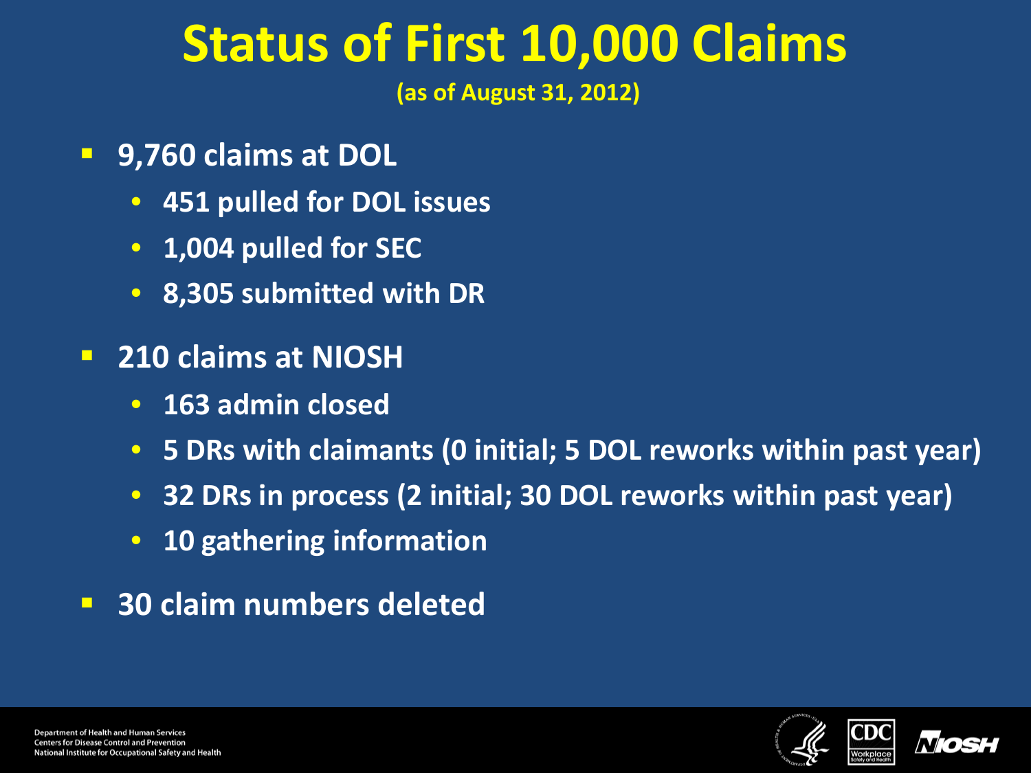# Status of First 10,000 Claims

**(as of August 31, 2012)**

- **9,760 claims at DOL**
  - **451 pulled for DOL issues**
  - **1,004 pulled for SEC**
  - **8,305 submitted with DR**
- **210 claims at NIOSH**
  - **163 admin closed**
  - **5 DRs with claimants (0 initial; 5 DOL reworks within past year)**
  - **32 DRs in process (2 initial; 30 DOL reworks within past year)**
  - **10 gathering information**
- **30 claim numbers deleted**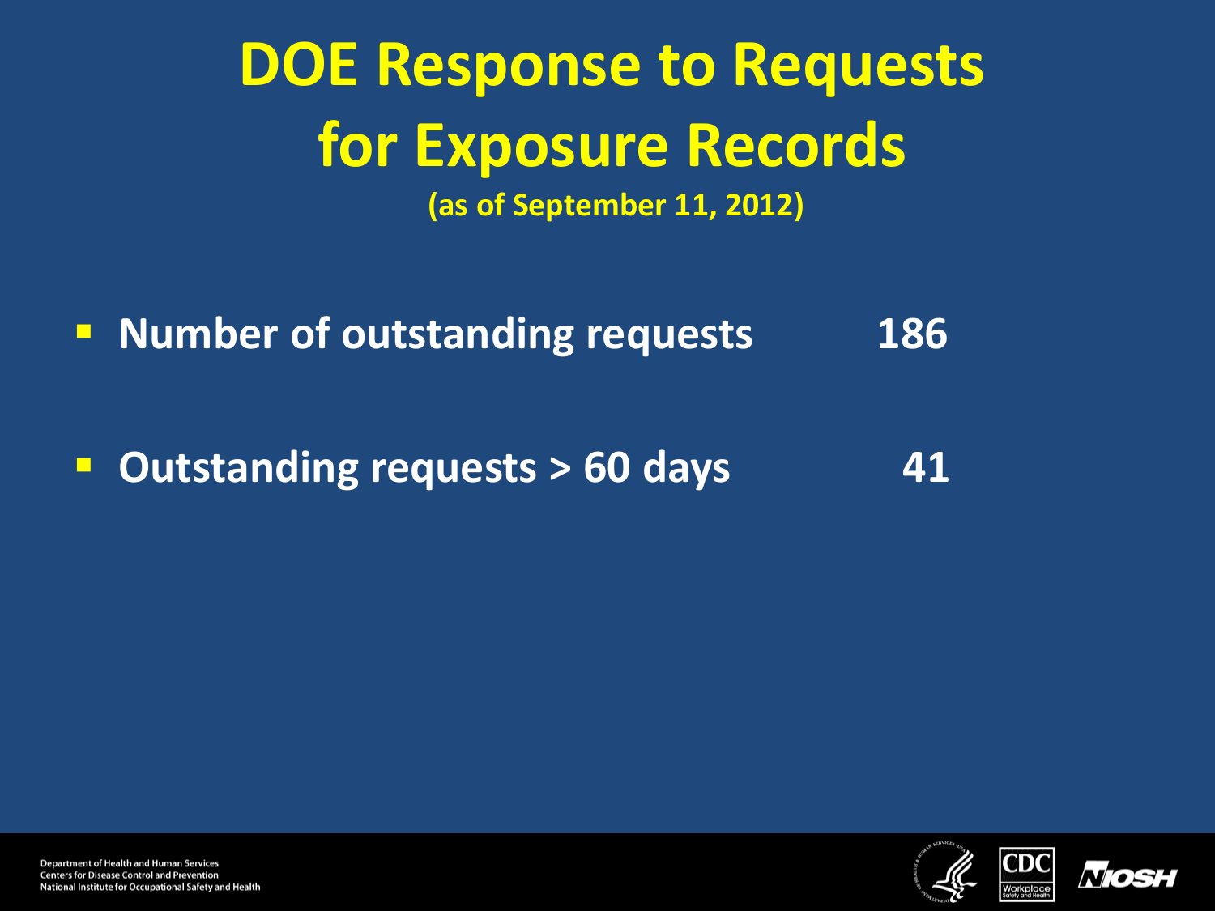# DOE Response to Requests for Exposure Records

**(as of September 11, 2012)**

- **Number of outstanding requests 186**
- **Outstanding requests > 60 days 41**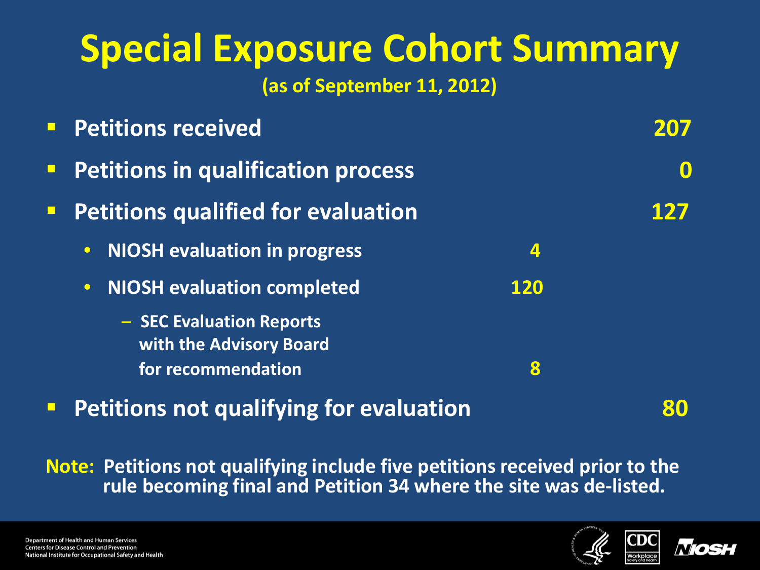# Special Exposure Cohort Summary

**(as of September 11, 2012)**

- **Petitions received** — **207**
- **Petitions in qualification process** — **0**
- **Petitions qualified for evaluation** — **127**
  - **NIOSH evaluation in progress** — **4**
  - **NIOSH evaluation completed** — **120**
    - **SEC Evaluation Reports with the Advisory Board for recommendation** — **8**
- **Petitions not qualifying for evaluation** — **80**

**Note: Petitions not qualifying include five petitions received prior to the rule becoming final and Petition 34 where the site was de-listed.**

Department of Health and Human Services
Centers for Disease Control and Prevention
National Institute for Occupational Safety and Health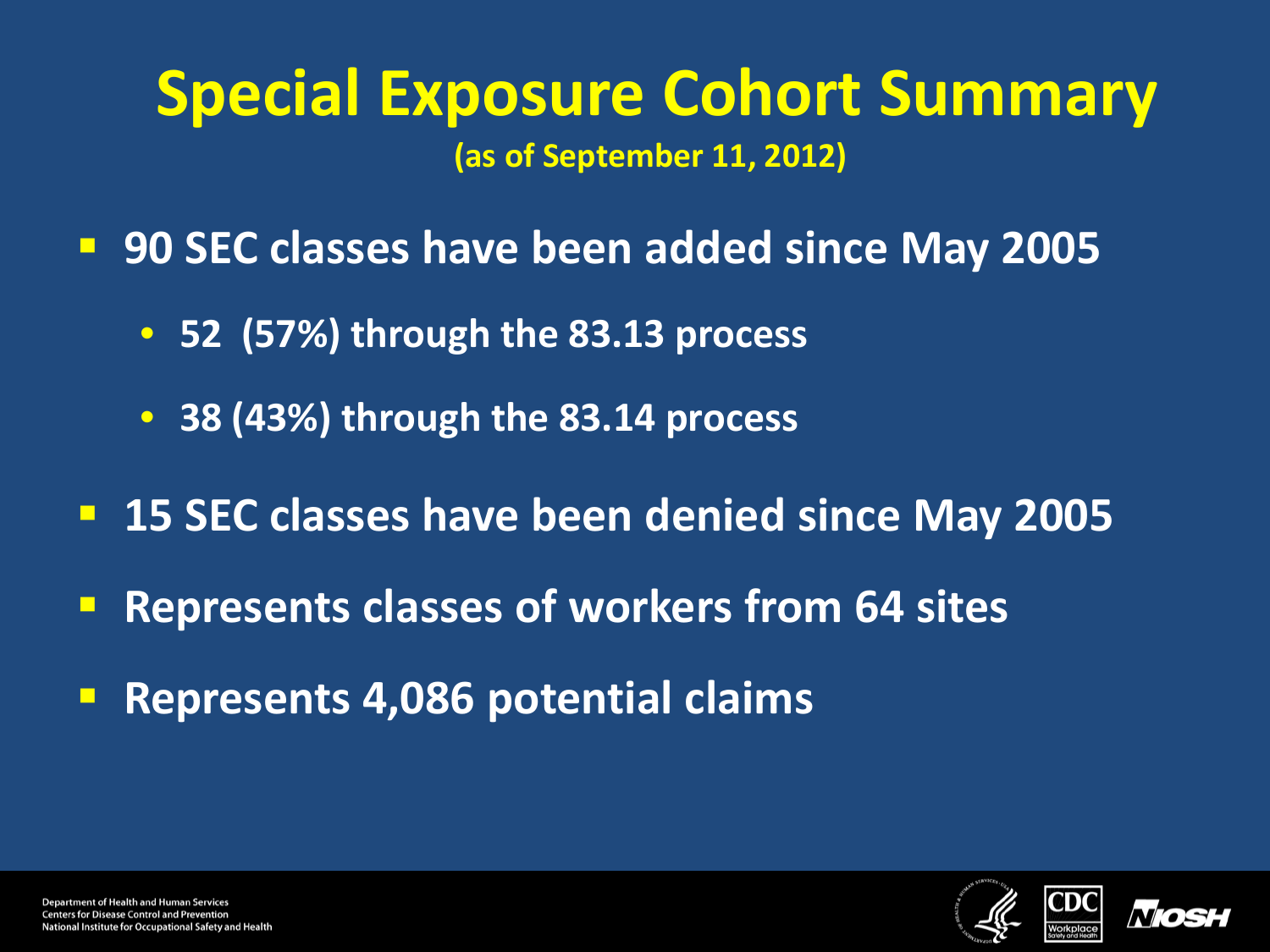# Special Exposure Cohort Summary

**(as of September 11, 2012)**

- **90 SEC classes have been added since May 2005**
  - **52 (57%) through the 83.13 process**
  - **38 (43%) through the 83.14 process**
- **15 SEC classes have been denied since May 2005**
- **Represents classes of workers from 64 sites**
- **Represents 4,086 potential claims**

Department of Health and Human Services
Centers for Disease Control and Prevention
National Institute for Occupational Safety and Health